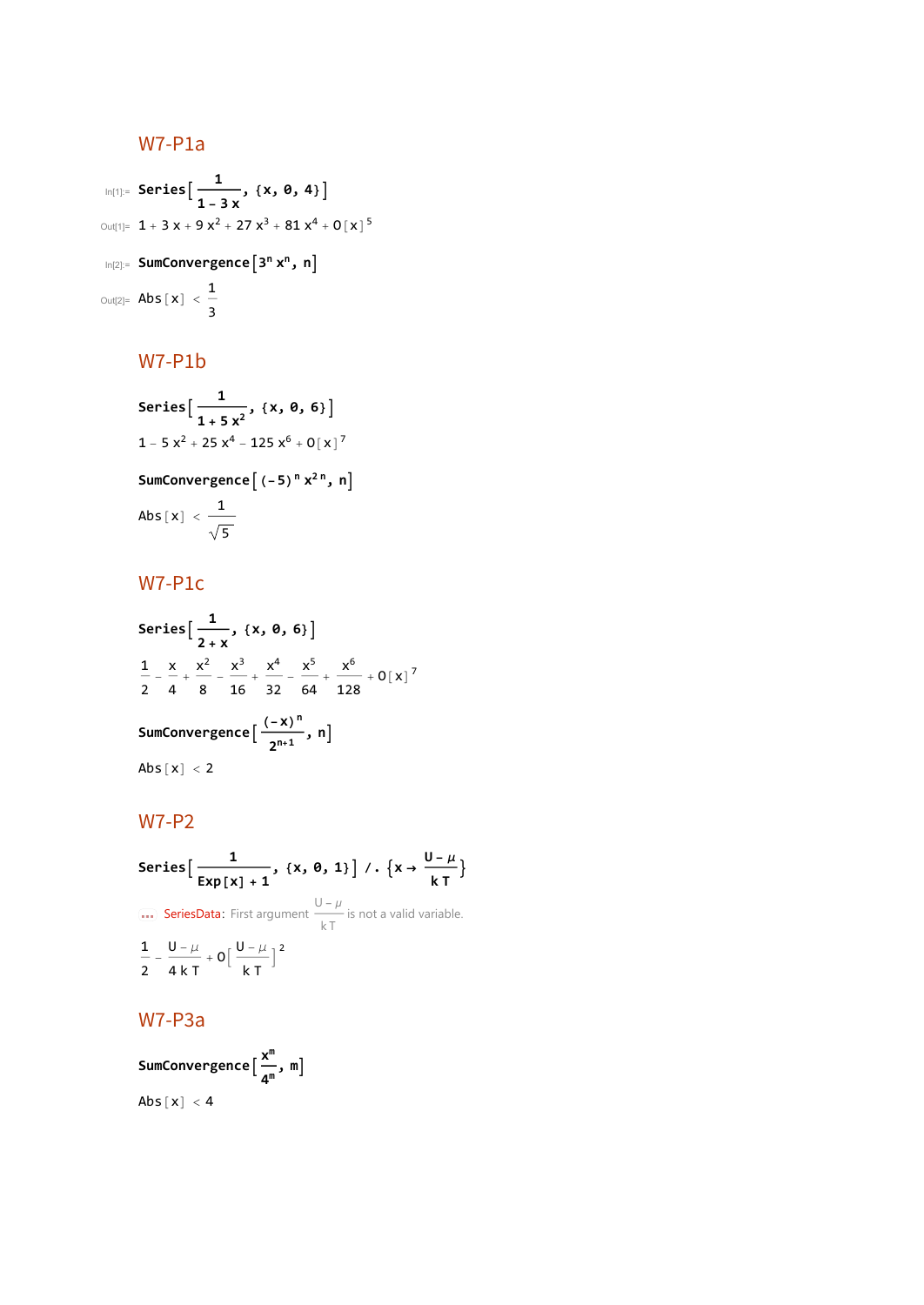## W7-P1a

```
In[1]:= Series[1/(1 - 3 x), {x, 0, 4}]
```

Out[1]= $1 + 3x + 9x^2 + 27x^3 + 81x^4 + O[x]^5$

```
In[2]:= SumConvergence[3^n x^n, n]
```

Out[2]= $\text{Abs}[x] < \frac{1}{3}$

## W7-P1b

```
Series[1/(1 + 5 x^2), {x, 0, 6}]
```

$1 - 5x^2 + 25x^4 - 125x^6 + O[x]^7$

```
SumConvergence[(-5)^n x^(2 n), n]
```

$\text{Abs}[x] < \frac{1}{\sqrt{5}}$

## W7-P1c

```
Series[1/(2 + x), {x, 0, 6}]
```

$\frac{1}{2} - \frac{x}{4} + \frac{x^2}{8} - \frac{x^3}{16} + \frac{x^4}{32} - \frac{x^5}{64} + \frac{x^6}{128} + O[x]^7$

```
SumConvergence[(-x)^n/2^(n+1), n]
```

$\text{Abs}[x] < 2$

## W7-P2

```
Series[1/(Exp[x] + 1), {x, 0, 1}] /. {x → (U - μ)/(k T)}
```

··· SeriesData: First argument $\frac{U-\mu}{kT}$ is not a valid variable.

$\frac{1}{2} - \frac{U-\mu}{4kT} + O\left[\frac{U-\mu}{kT}\right]^2$

## W7-P3a

```
SumConvergence[x^m/4^m, m]
```

$\text{Abs}[x] < 4$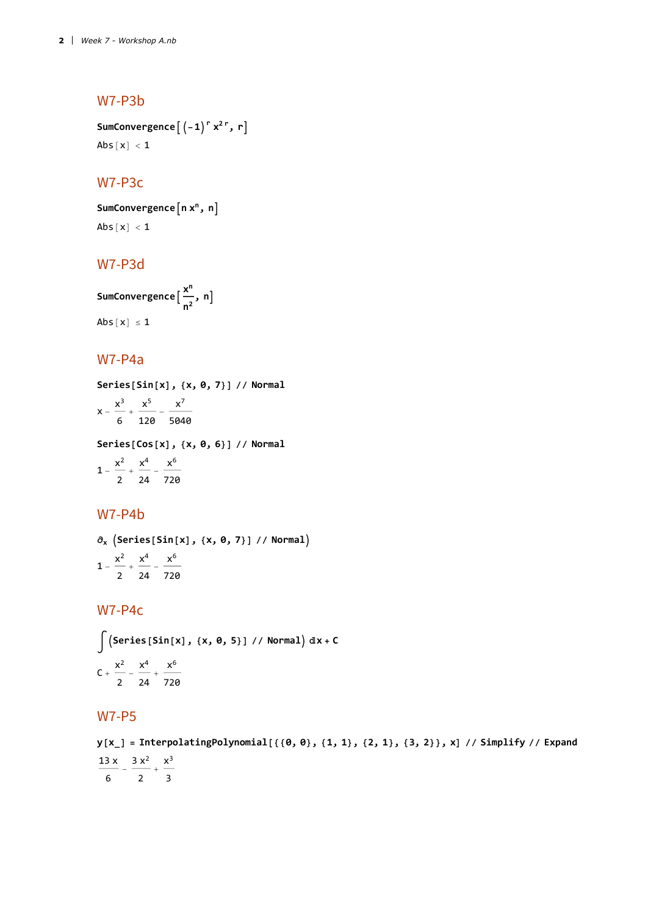## W7-P3b

```
SumConvergence[(-1)^r x^(2 r), r]
```

$\text{Abs}[x] < 1$

## W7-P3c

```
SumConvergence[n x^n, n]
```

$\text{Abs}[x] < 1$

## W7-P3d

```
SumConvergence[x^n/n^2, n]
```

$\text{Abs}[x] \leq 1$

## W7-P4a

```
Series[Sin[x], {x, 0, 7}] // Normal
```

$$x - \frac{x^3}{6} + \frac{x^5}{120} - \frac{x^7}{5040}$$

```
Series[Cos[x], {x, 0, 6}] // Normal
```

$$1 - \frac{x^2}{2} + \frac{x^4}{24} - \frac{x^6}{720}$$

## W7-P4b

```
∂x (Series[Sin[x], {x, 0, 7}] // Normal)
```

$$1 - \frac{x^2}{2} + \frac{x^4}{24} - \frac{x^6}{720}$$

## W7-P4c

```
∫ (Series[Sin[x], {x, 0, 5}] // Normal) ⅆx + C
```

$$C + \frac{x^2}{2} - \frac{x^4}{24} + \frac{x^6}{720}$$

## W7-P5

```
y[x_] = InterpolatingPolynomial[{{0, 0}, {1, 1}, {2, 1}, {3, 2}}, x] // Simplify // Expand
```

$$\frac{13\,x}{6} - \frac{3\,x^2}{2} + \frac{x^3}{3}$$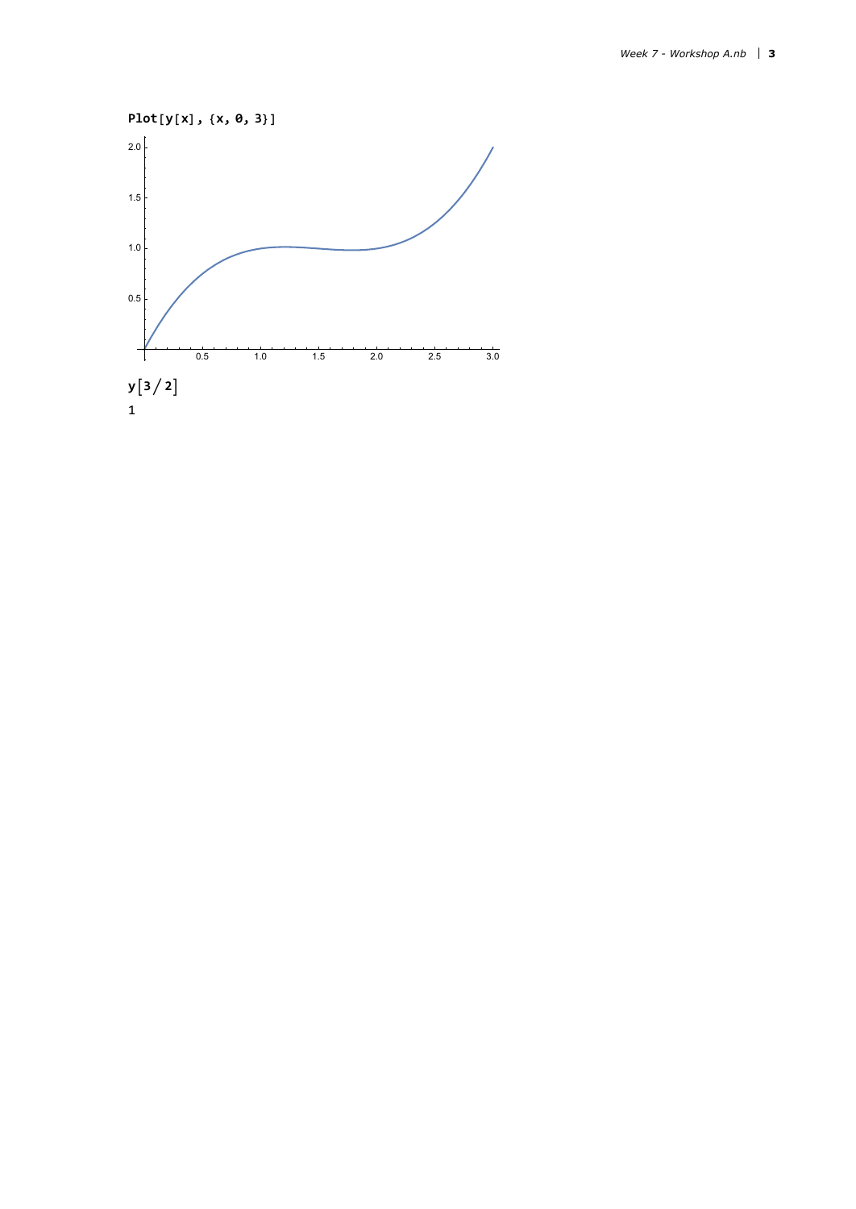```
Plot[y[x], {x, 0, 3}]
```

2.0
1.5
1.0
0.5
0.5
1.0
1.5
2.0
2.5
3.0

```
y[3/2]
```

```
1
```